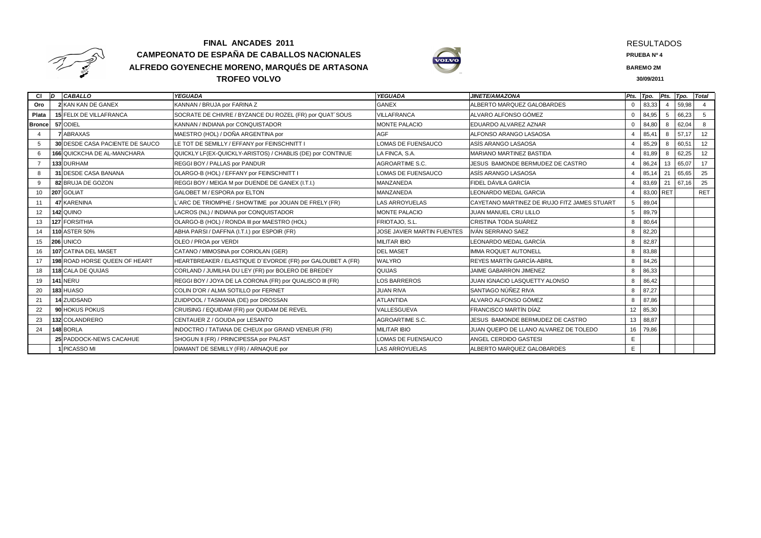# FINAL ANCADES 2011

## CAMPEONATO DE ESPAÑA DE CABALLOS NACIONALES

## ALFREDO GOYENECHE MORENO, MARQUÉS DE ARTASONA

## TROFEO VOLVO

RESULTADOS

**PRUEBA Nº 4**

**BAREMO 2M**

**30/09/2011**

| Cl | D | CABALLO | YEGUADA | YEGUADA | JINETE/AMAZONA | Pts. | Tpo. | Pts. | Tpo. | Total |
|---|---|---|---|---|---|---|---|---|---|---|
| Oro | 2 | KAN KAN DE GANEX | KANNAN / BRUJA por FARINA Z | GANEX | ALBERTO MARQUEZ GALOBARDES | 0 | 83,33 | 4 | 59,98 | 4 |
| Plata | 15 | FELIX DE VILLAFRANCA | SOCRATE DE CHIVRE / BYZANCE DU ROZEL (FR) por QUAT´SOUS | VILLAFRANCA | ALVARO ALFONSO GÓMEZ | 0 | 84,95 | 5 | 66,23 | 5 |
| Bronce | 57 | ODIEL | KANNAN / INDIANA por CONQUISTADOR | MONTE PALACIO | EDUARDO ALVAREZ AZNAR | 0 | 84,80 | 8 | 62,04 | 8 |
| 4 | 7 | ABRAXAS | MAESTRO (HOL) / DOÑA ARGENTINA por | AGF | ALFONSO ARANGO LASAOSA | 4 | 85,41 | 8 | 57,17 | 12 |
| 5 | 30 | DESDE CASA PACIENTE DE SAUCO | LE TOT DE SEMILLY / EFFANY por FEINSCHNITT I | LOMAS DE FUENSAUCO | ASÍS ARANGO LASAOSA | 4 | 85,29 | 8 | 60,51 | 12 |
| 6 | 166 | QUICKCHA DE AL-MANCHARA | QUICKLY LF(EX-QUICKLY-ARISTOS) / CHABLIS (DE) por CONTINUE | LA FINCA, S.A. | MARIANO MARTINEZ BASTIDA | 4 | 81,89 | 8 | 62,25 | 12 |
| 7 | 133 | DURHAM | REGGI BOY / PALLAS por PANDUR | AGROARTIME S.C. | JESUS BAMONDE BERMUDEZ DE CASTRO | 4 | 86,24 | 13 | 65,07 | 17 |
| 8 | 31 | DESDE CASA BANANA | OLARGO-B (HOL) / EFFANY por FEINSCHNITT I | LOMAS DE FUENSAUCO | ASÍS ARANGO LASAOSA | 4 | 85,14 | 21 | 65,65 | 25 |
| 9 | 82 | BRUJA DE GOZON | REGGI BOY / MEIGA M por DUENDE DE GANEX (I.T.I.) | MANZANEDA | FIDEL DÁVILA GARCÍA | 4 | 83,69 | 21 | 67,16 | 25 |
| 10 | 207 | GOLIAT | GALOBET M / ESPORA por ELTON | MANZANEDA | LEONARDO MEDAL GARCIA | 4 | 83,00 | RET | | RET |
| 11 | 47 | KARENINA | L´ARC DE TRIOMPHE / SHOWTIME por JOUAN DE FRELY (FR) | LAS ARROYUELAS | CAYETANO MARTINEZ DE IRUJO FITZ JAMES STUART | 5 | 89,04 | | | |
| 12 | 142 | QUINO | LACROS (NL) / INDIANA por CONQUISTADOR | MONTE PALACIO | JUAN MANUEL CRU LILLO | 5 | 89,79 | | | |
| 13 | 127 | FORSITHIA | OLARGO-B (HOL) / RONDA III por MAESTRO (HOL) | FRIOTAJO, S.L. | CRISTINA TODA SUÁREZ | 8 | 80,64 | | | |
| 14 | 110 | ASTER 50% | ABHA PARSI / DAFFNA (I.T.I.) por ESPOIR (FR) | JOSE JAVIER MARTIN FUENTES | IVÁN SERRANO SAEZ | 8 | 82,20 | | | |
| 15 | 206 | UNICO | OLEO / PROA por VERDI | MILITAR IBIO | LEONARDO MEDAL GARCÍA | 8 | 82,87 | | | |
| 16 | 107 | CATINA DEL MASET | CATANO / MIMOSINA por CORIOLAN (GER) | DEL MASET | IMMA ROQUET AUTONELL | 8 | 83,88 | | | |
| 17 | 198 | ROAD HORSE QUEEN OF HEART | HEARTBREAKER / ELASTIQUE D´EVORDE (FR) por GALOUBET A (FR) | WALYRO | REYES MARTÍN GARCÍA-ABRIL | 8 | 84,26 | | | |
| 18 | 118 | CALA DE QUIJAS | CORLAND / JUMILHA DU LEY (FR) por BOLERO DE BREDEY | QUIJAS | JAIME GABARRON JIMENEZ | 8 | 86,33 | | | |
| 19 | 141 | NERU | REGGI BOY / JOYA DE LA CORONA (FR) por QUALISCO III (FR) | LOS BARREROS | JUAN IGNACIO LASQUETTY ALONSO | 8 | 86,42 | | | |
| 20 | 183 | HUASO | COLIN D'OR / ALMA SOTILLO por FERNET | JUAN RIVA | SANTIAGO NÚÑEZ RIVA | 8 | 87,27 | | | |
| 21 | 14 | ZUIDSAND | ZUIDPOOL / TASMANIA (DE) por DROSSAN | ATLANTIDA | ALVARO ALFONSO GÓMEZ | 8 | 87,86 | | | |
| 22 | 90 | HOKUS POKUS | CRUISING / EQUIDAM (FR) por QUIDAM DE REVEL | VALLESGUEVA | FRANCISCO MARTÍN DÍAZ | 12 | 85,30 | | | |
| 23 | 132 | COLANDRERO | CENTAUER Z / GOUDA por LESANTO | AGROARTIME S.C. | JESUS BAMONDE BERMUDEZ DE CASTRO | 13 | 88,87 | | | |
| 24 | 148 | BORLA | INDOCTRO / TATIANA DE CHEUX por GRAND VENEUR (FR) | MILITAR IBIO | JUAN QUEIPO DE LLANO ALVAREZ DE TOLEDO | 16 | 79,86 | | | |
| | 25 | PADDOCK-NEWS CACAHUE | SHOGUN II (FR) / PRINCIPESSA por PALAST | LOMAS DE FUENSAUCO | ANGEL CERDIDO GASTESI | E | | | | |
| | 1 | PICASSO MI | DIAMANT DE SEMILLY (FR) / ARNAQUE por | LAS ARROYUELAS | ALBERTO MARQUEZ GALOBARDES | E | | | | |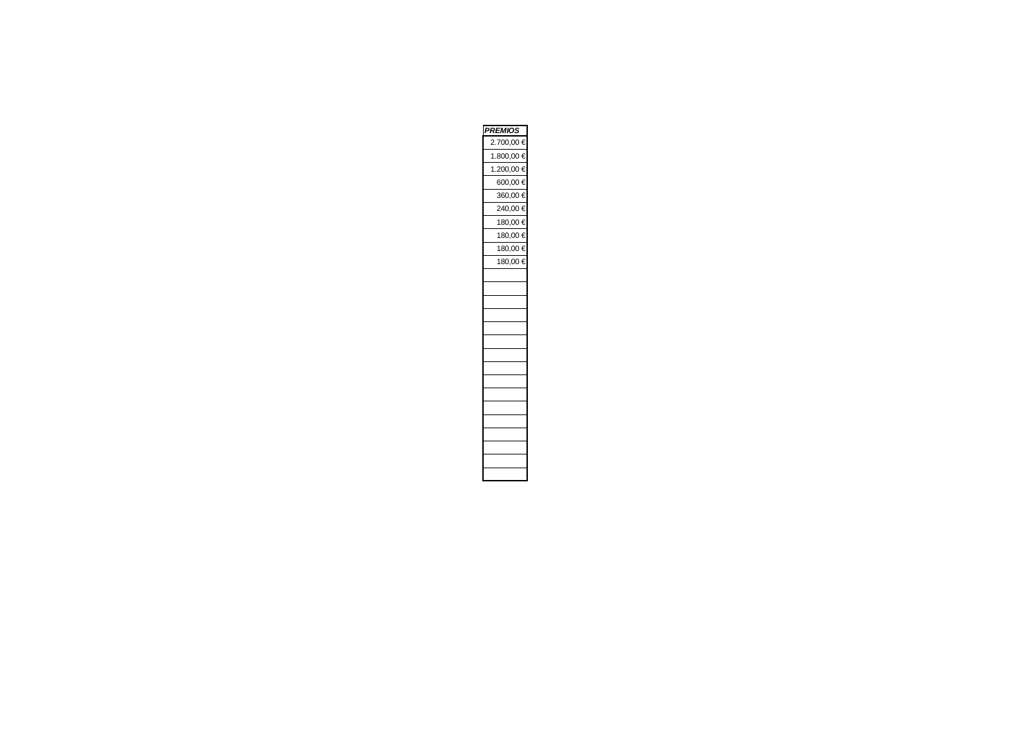| ***PREMIOS*** |
| --- |
| 2.700,00 € |
| 1.800,00 € |
| 1.200,00 € |
| 600,00 € |
| 360,00 € |
| 240,00 € |
| 180,00 € |
| 180,00 € |
| 180,00 € |
| 180,00 € |
| |
| |
| |
| |
| |
| |
| |
| |
| |
| |
| |
| |
| |
| |
| |
| |